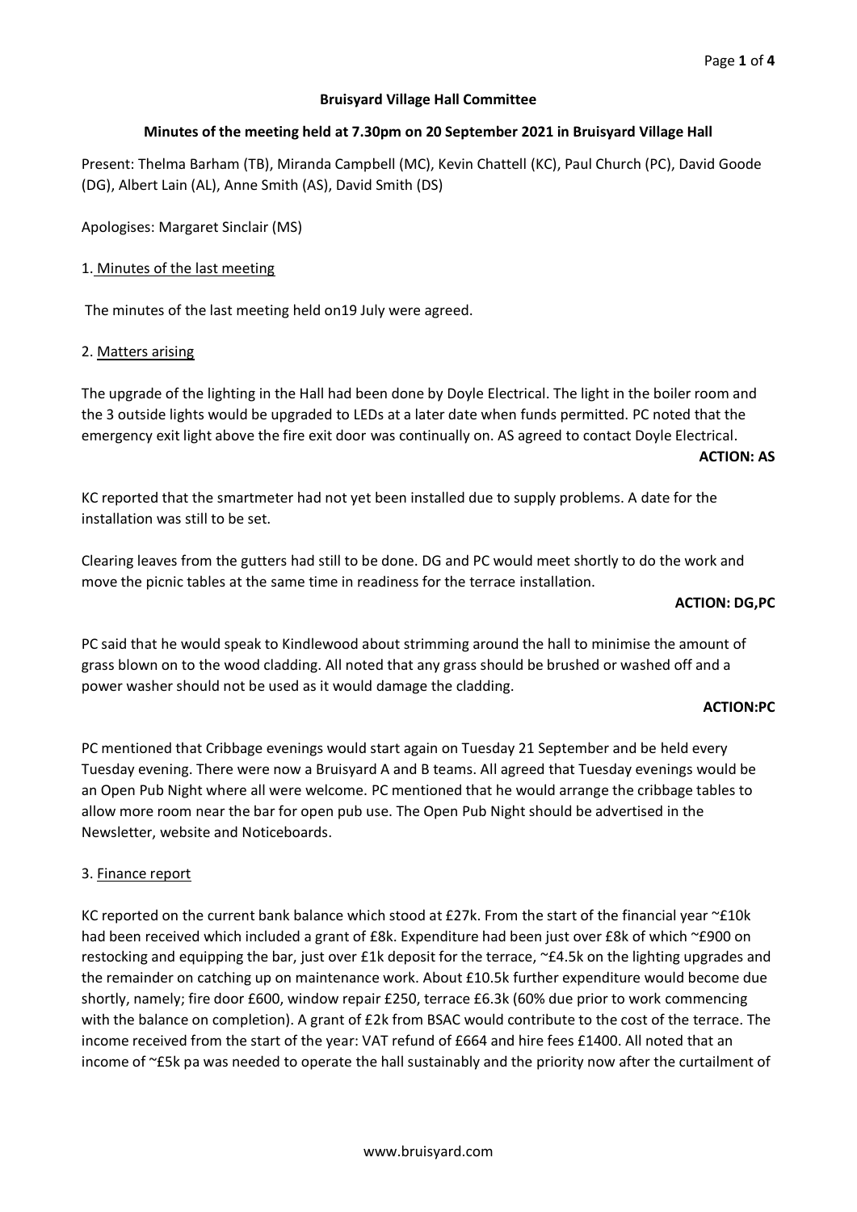**Bruisyard Village Hall Committee**

**Minutes of the meeting held at 7.30pm on 20 September 2021 in Bruisyard Village Hall**

Present: Thelma Barham (TB), Miranda Campbell (MC), Kevin Chattell (KC), Paul Church (PC), David Goode (DG), Albert Lain (AL), Anne Smith (AS), David Smith (DS)

Apologises: Margaret Sinclair (MS)

1. Minutes of the last meeting

The minutes of the last meeting held on19 July were agreed.

2. Matters arising

The upgrade of the lighting in the Hall had been done by Doyle Electrical. The light in the boiler room and the 3 outside lights would be upgraded to LEDs at a later date when funds permitted. PC noted that the emergency exit light above the fire exit door was continually on. AS agreed to contact Doyle Electrical.

**ACTION: AS**

KC reported that the smartmeter had not yet been installed due to supply problems. A date for the installation was still to be set.

Clearing leaves from the gutters had still to be done. DG and PC would meet shortly to do the work and move the picnic tables at the same time in readiness for the terrace installation.

**ACTION: DG,PC**

PC said that he would speak to Kindlewood about strimming around the hall to minimise the amount of grass blown on to the wood cladding. All noted that any grass should be brushed or washed off and a power washer should not be used as it would damage the cladding.

**ACTION:PC**

PC mentioned that Cribbage evenings would start again on Tuesday 21 September and be held every Tuesday evening. There were now a Bruisyard A and B teams. All agreed that Tuesday evenings would be an Open Pub Night where all were welcome. PC mentioned that he would arrange the cribbage tables to allow more room near the bar for open pub use. The Open Pub Night should be advertised in the Newsletter, website and Noticeboards.

3. Finance report

KC reported on the current bank balance which stood at £27k. From the start of the financial year ~£10k had been received which included a grant of £8k. Expenditure had been just over £8k of which ~£900 on restocking and equipping the bar, just over £1k deposit for the terrace, ~£4.5k on the lighting upgrades and the remainder on catching up on maintenance work. About £10.5k further expenditure would become due shortly, namely; fire door £600, window repair £250, terrace £6.3k (60% due prior to work commencing with the balance on completion). A grant of £2k from BSAC would contribute to the cost of the terrace. The income received from the start of the year: VAT refund of £664 and hire fees £1400. All noted that an income of ~£5k pa was needed to operate the hall sustainably and the priority now after the curtailment of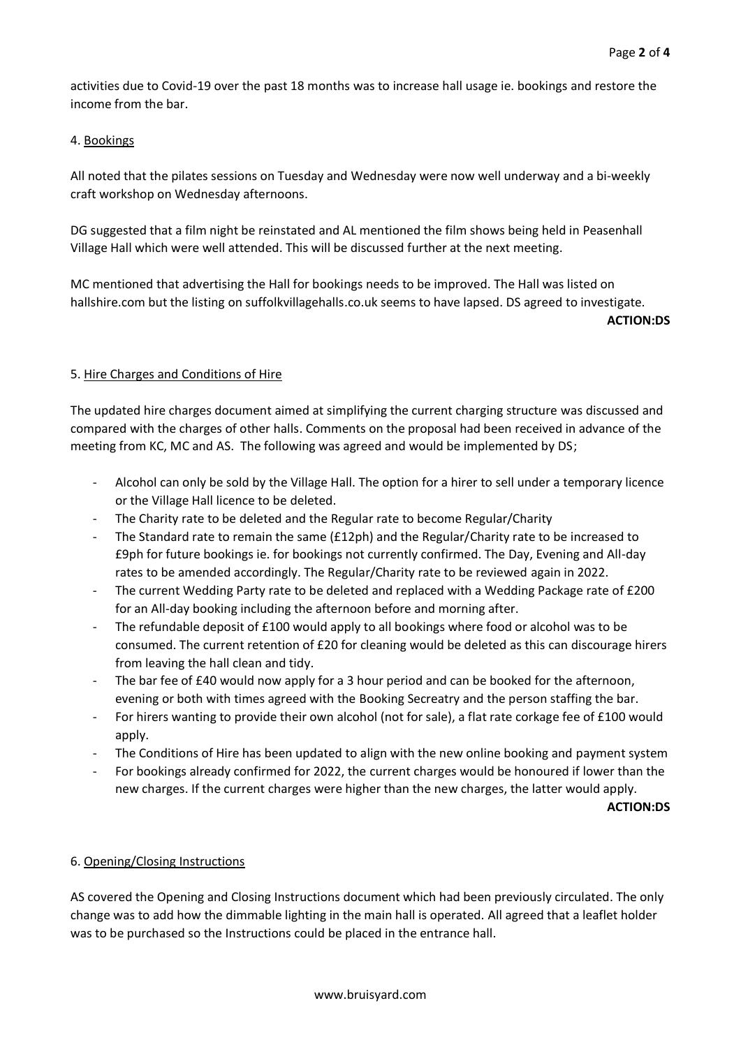activities due to Covid-19 over the past 18 months was to increase hall usage ie. bookings and restore the income from the bar.

4. <u>Bookings</u>

All noted that the pilates sessions on Tuesday and Wednesday were now well underway and a bi-weekly craft workshop on Wednesday afternoons.

DG suggested that a film night be reinstated and AL mentioned the film shows being held in Peasenhall Village Hall which were well attended. This will be discussed further at the next meeting.

MC mentioned that advertising the Hall for bookings needs to be improved. The Hall was listed on hallshire.com but the listing on suffolkvillagehalls.co.uk seems to have lapsed. DS agreed to investigate.

**ACTION:DS**

5. <u>Hire Charges and Conditions of Hire</u>

The updated hire charges document aimed at simplifying the current charging structure was discussed and compared with the charges of other halls. Comments on the proposal had been received in advance of the meeting from KC, MC and AS. The following was agreed and would be implemented by DS;

- Alcohol can only be sold by the Village Hall. The option for a hirer to sell under a temporary licence or the Village Hall licence to be deleted.
- The Charity rate to be deleted and the Regular rate to become Regular/Charity
- The Standard rate to remain the same (£12ph) and the Regular/Charity rate to be increased to £9ph for future bookings ie. for bookings not currently confirmed. The Day, Evening and All-day rates to be amended accordingly. The Regular/Charity rate to be reviewed again in 2022.
- The current Wedding Party rate to be deleted and replaced with a Wedding Package rate of £200 for an All-day booking including the afternoon before and morning after.
- The refundable deposit of £100 would apply to all bookings where food or alcohol was to be consumed. The current retention of £20 for cleaning would be deleted as this can discourage hirers from leaving the hall clean and tidy.
- The bar fee of £40 would now apply for a 3 hour period and can be booked for the afternoon, evening or both with times agreed with the Booking Secreatry and the person staffing the bar.
- For hirers wanting to provide their own alcohol (not for sale), a flat rate corkage fee of £100 would apply.
- The Conditions of Hire has been updated to align with the new online booking and payment system
- For bookings already confirmed for 2022, the current charges would be honoured if lower than the new charges. If the current charges were higher than the new charges, the latter would apply.

**ACTION:DS**

6. <u>Opening/Closing Instructions</u>

AS covered the Opening and Closing Instructions document which had been previously circulated. The only change was to add how the dimmable lighting in the main hall is operated. All agreed that a leaflet holder was to be purchased so the Instructions could be placed in the entrance hall.

www.bruisyard.com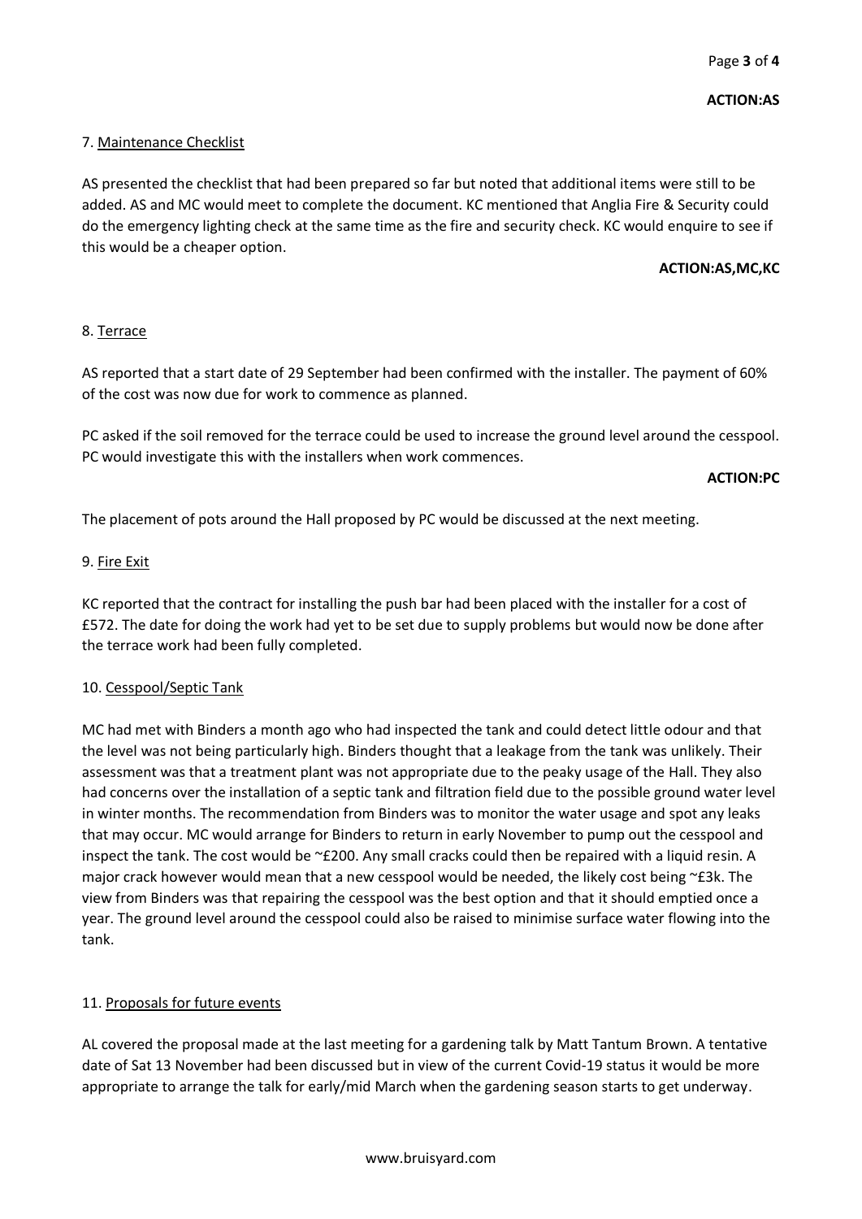**ACTION:AS**

7. Maintenance Checklist

AS presented the checklist that had been prepared so far but noted that additional items were still to be added. AS and MC would meet to complete the document. KC mentioned that Anglia Fire & Security could do the emergency lighting check at the same time as the fire and security check. KC would enquire to see if this would be a cheaper option.

**ACTION:AS,MC,KC**

8. Terrace

AS reported that a start date of 29 September had been confirmed with the installer. The payment of 60% of the cost was now due for work to commence as planned.

PC asked if the soil removed for the terrace could be used to increase the ground level around the cesspool. PC would investigate this with the installers when work commences.

**ACTION:PC**

The placement of pots around the Hall proposed by PC would be discussed at the next meeting.

9. Fire Exit

KC reported that the contract for installing the push bar had been placed with the installer for a cost of £572. The date for doing the work had yet to be set due to supply problems but would now be done after the terrace work had been fully completed.

10. Cesspool/Septic Tank

MC had met with Binders a month ago who had inspected the tank and could detect little odour and that the level was not being particularly high. Binders thought that a leakage from the tank was unlikely. Their assessment was that a treatment plant was not appropriate due to the peaky usage of the Hall. They also had concerns over the installation of a septic tank and filtration field due to the possible ground water level in winter months. The recommendation from Binders was to monitor the water usage and spot any leaks that may occur. MC would arrange for Binders to return in early November to pump out the cesspool and inspect the tank. The cost would be ~£200. Any small cracks could then be repaired with a liquid resin. A major crack however would mean that a new cesspool would be needed, the likely cost being ~£3k. The view from Binders was that repairing the cesspool was the best option and that it should emptied once a year. The ground level around the cesspool could also be raised to minimise surface water flowing into the tank.

11. Proposals for future events

AL covered the proposal made at the last meeting for a gardening talk by Matt Tantum Brown. A tentative date of Sat 13 November had been discussed but in view of the current Covid-19 status it would be more appropriate to arrange the talk for early/mid March when the gardening season starts to get underway.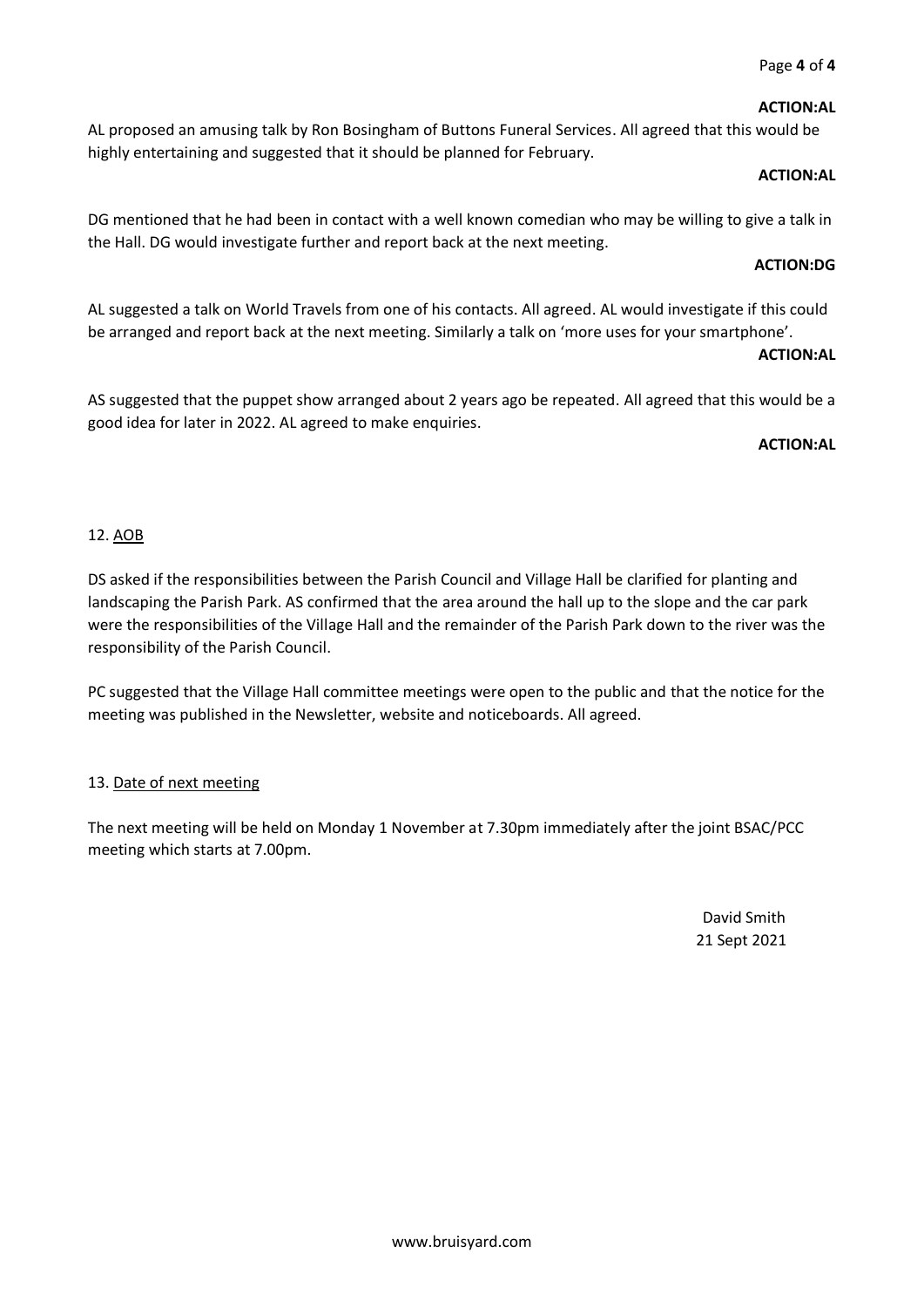**ACTION:AL**

AL proposed an amusing talk by Ron Bosingham of Buttons Funeral Services. All agreed that this would be highly entertaining and suggested that it should be planned for February.

**ACTION:AL**

DG mentioned that he had been in contact with a well known comedian who may be willing to give a talk in the Hall. DG would investigate further and report back at the next meeting.

**ACTION:DG**

AL suggested a talk on World Travels from one of his contacts. All agreed. AL would investigate if this could be arranged and report back at the next meeting. Similarly a talk on 'more uses for your smartphone'.

**ACTION:AL**

AS suggested that the puppet show arranged about 2 years ago be repeated. All agreed that this would be a good idea for later in 2022. AL agreed to make enquiries.

**ACTION:AL**

12. <u>AOB</u>

DS asked if the responsibilities between the Parish Council and Village Hall be clarified for planting and landscaping the Parish Park. AS confirmed that the area around the hall up to the slope and the car park were the responsibilities of the Village Hall and the remainder of the Parish Park down to the river was the responsibility of the Parish Council.

PC suggested that the Village Hall committee meetings were open to the public and that the notice for the meeting was published in the Newsletter, website and noticeboards. All agreed.

13. <u>Date of next meeting</u>

The next meeting will be held on Monday 1 November at 7.30pm immediately after the joint BSAC/PCC meeting which starts at 7.00pm.

David Smith
21 Sept 2021

www.bruisyard.com